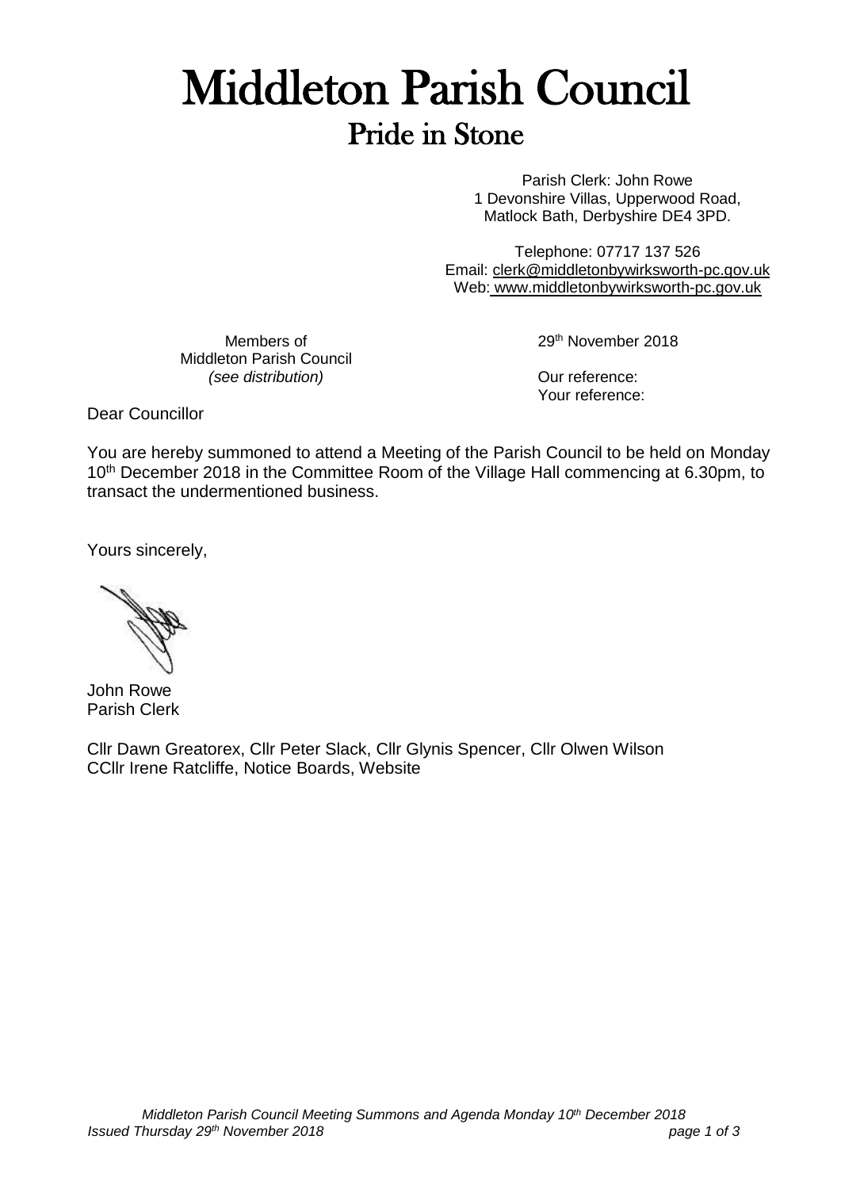# Middleton Parish Council

## Pride in Stone

Parish Clerk: John Rowe
1 Devonshire Villas, Upperwood Road,
Matlock Bath, Derbyshire DE4 3PD.

Telephone: 07717 137 526
Email: clerk@middletonbywirksworth-pc.gov.uk
Web: www.middletonbywirksworth-pc.gov.uk

Members of
Middleton Parish Council
*(see distribution)*

29th November 2018

Our reference:
Your reference:

Dear Councillor

You are hereby summoned to attend a Meeting of the Parish Council to be held on Monday 10th December 2018 in the Committee Room of the Village Hall commencing at 6.30pm, to transact the undermentioned business.

Yours sincerely,

John Rowe
Parish Clerk

Cllr Dawn Greatorex, Cllr Peter Slack, Cllr Glynis Spencer, Cllr Olwen Wilson
CCllr Irene Ratcliffe, Notice Boards, Website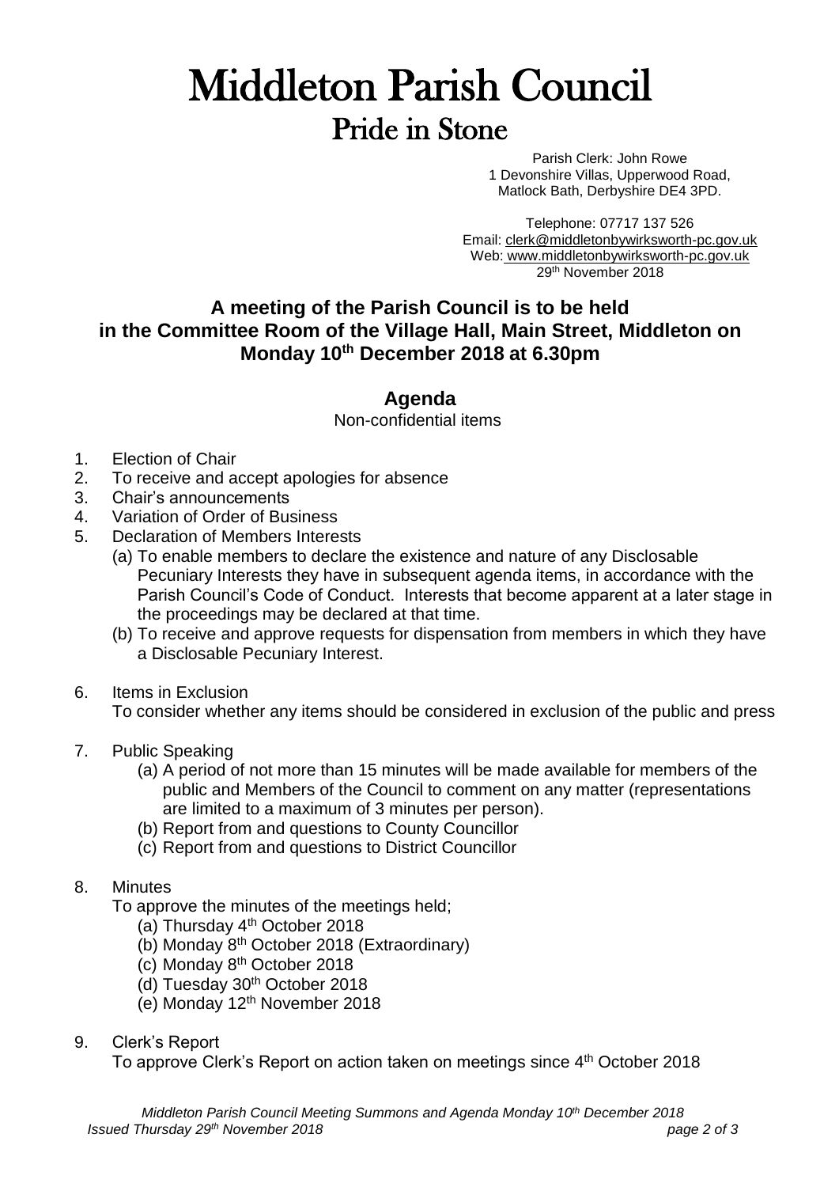# Middleton Parish Council

## Pride in Stone

Parish Clerk: John Rowe
1 Devonshire Villas, Upperwood Road,
Matlock Bath, Derbyshire DE4 3PD.

Telephone: 07717 137 526
Email: clerk@middletonbywirksworth-pc.gov.uk
Web: www.middletonbywirksworth-pc.gov.uk
29th November 2018

### A meeting of the Parish Council is to be held in the Committee Room of the Village Hall, Main Street, Middleton on Monday 10th December 2018 at 6.30pm

### Agenda

Non-confidential items

1. Election of Chair
2. To receive and accept apologies for absence
3. Chair's announcements
4. Variation of Order of Business
5. Declaration of Members Interests
   (a) To enable members to declare the existence and nature of any Disclosable Pecuniary Interests they have in subsequent agenda items, in accordance with the Parish Council's Code of Conduct. Interests that become apparent at a later stage in the proceedings may be declared at that time.
   (b) To receive and approve requests for dispensation from members in which they have a Disclosable Pecuniary Interest.
6. Items in Exclusion
   To consider whether any items should be considered in exclusion of the public and press
7. Public Speaking
   (a) A period of not more than 15 minutes will be made available for members of the public and Members of the Council to comment on any matter (representations are limited to a maximum of 3 minutes per person).
   (b) Report from and questions to County Councillor
   (c) Report from and questions to District Councillor
8. Minutes
   To approve the minutes of the meetings held;
   (a) Thursday 4th October 2018
   (b) Monday 8th October 2018 (Extraordinary)
   (c) Monday 8th October 2018
   (d) Tuesday 30th October 2018
   (e) Monday 12th November 2018
9. Clerk's Report
   To approve Clerk's Report on action taken on meetings since 4th October 2018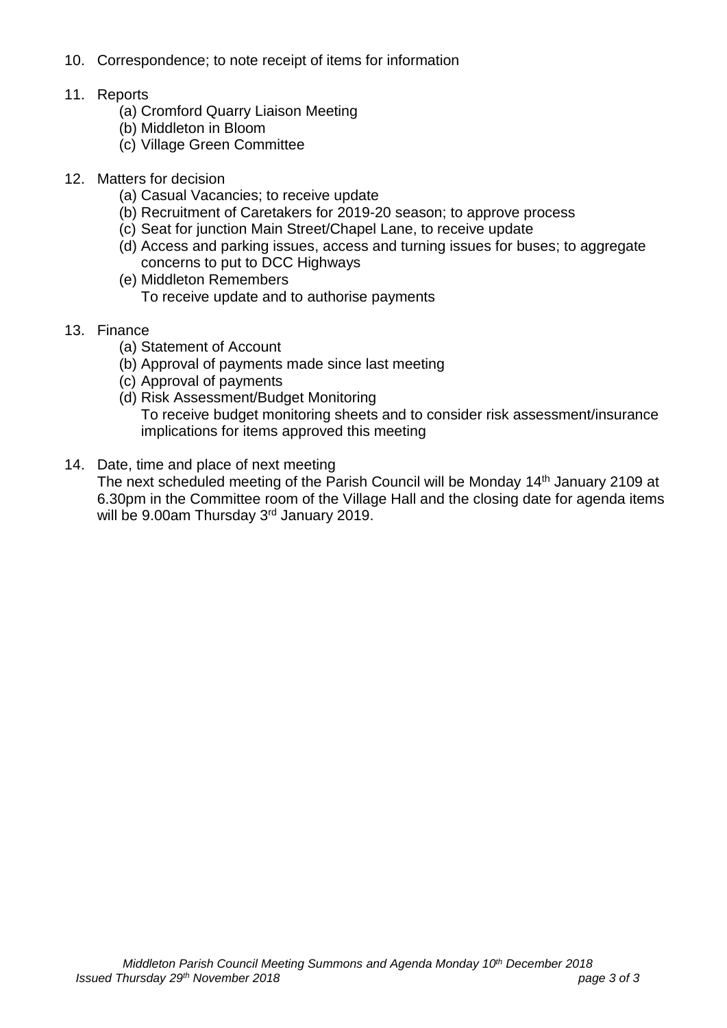10. Correspondence; to note receipt of items for information

11. Reports
    (a) Cromford Quarry Liaison Meeting
    (b) Middleton in Bloom
    (c) Village Green Committee

12. Matters for decision
    (a) Casual Vacancies; to receive update
    (b) Recruitment of Caretakers for 2019-20 season; to approve process
    (c) Seat for junction Main Street/Chapel Lane, to receive update
    (d) Access and parking issues, access and turning issues for buses; to aggregate concerns to put to DCC Highways
    (e) Middleton Remembers
        To receive update and to authorise payments

13. Finance
    (a) Statement of Account
    (b) Approval of payments made since last meeting
    (c) Approval of payments
    (d) Risk Assessment/Budget Monitoring
        To receive budget monitoring sheets and to consider risk assessment/insurance implications for items approved this meeting

14. Date, time and place of next meeting
    The next scheduled meeting of the Parish Council will be Monday 14th January 2109 at 6.30pm in the Committee room of the Village Hall and the closing date for agenda items will be 9.00am Thursday 3rd January 2019.